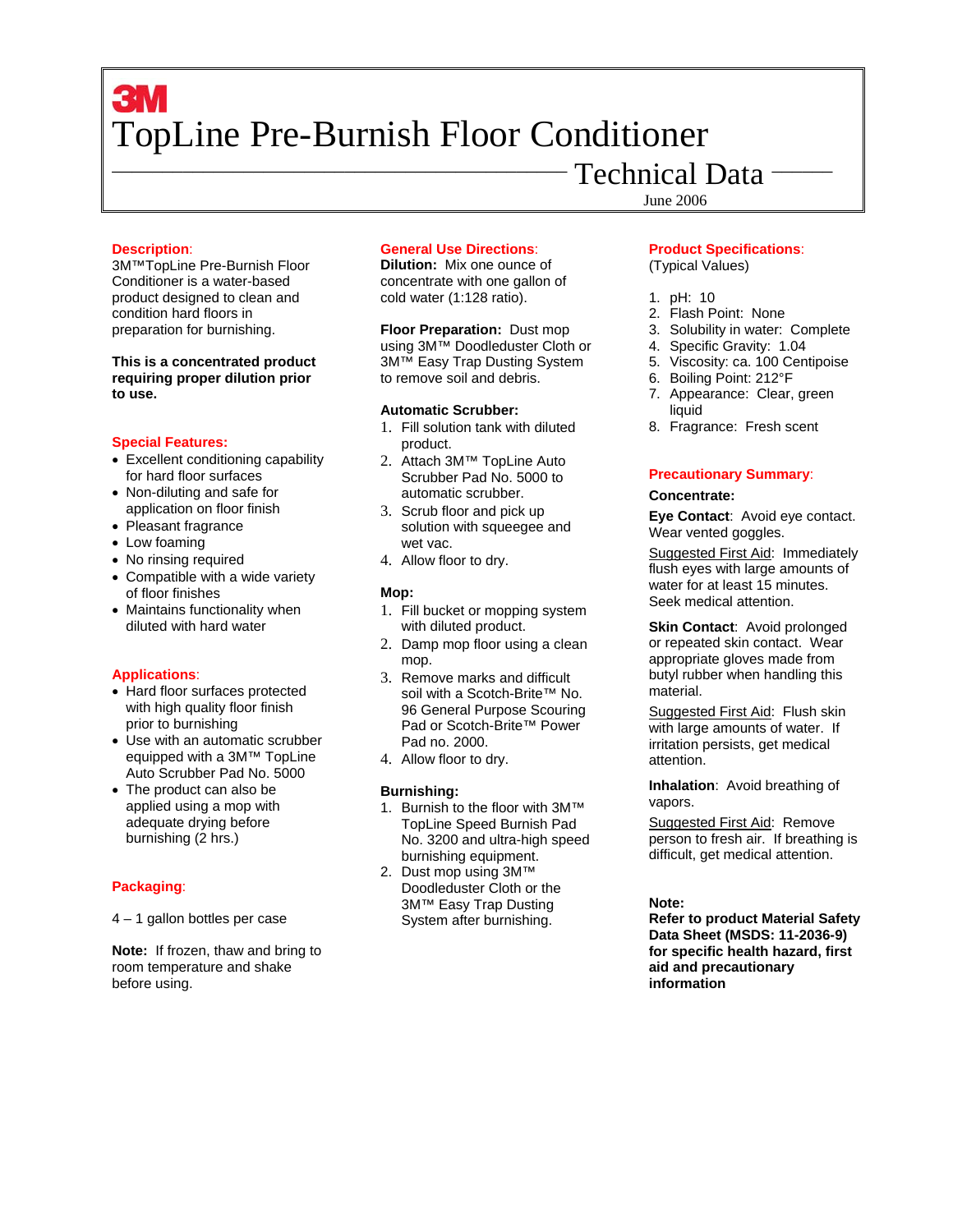3M

# TopLine Pre-Burnish Floor Conditioner

## Technical Data

June 2006

### Description:

3M™TopLine Pre-Burnish Floor Conditioner is a water-based product designed to clean and condition hard floors in preparation for burnishing.

**This is a concentrated product requiring proper dilution prior to use.**

### Special Features:

- Excellent conditioning capability for hard floor surfaces
- Non-diluting and safe for application on floor finish
- Pleasant fragrance
- Low foaming
- No rinsing required
- Compatible with a wide variety of floor finishes
- Maintains functionality when diluted with hard water

### Applications:

- Hard floor surfaces protected with high quality floor finish prior to burnishing
- Use with an automatic scrubber equipped with a 3M™ TopLine Auto Scrubber Pad No. 5000
- The product can also be applied using a mop with adequate drying before burnishing (2 hrs.)

### Packaging:

4 – 1 gallon bottles per case

**Note:** If frozen, thaw and bring to room temperature and shake before using.

### General Use Directions:

**Dilution:** Mix one ounce of concentrate with one gallon of cold water (1:128 ratio).

**Floor Preparation:** Dust mop using 3M™ Doodleduster Cloth or 3M™ Easy Trap Dusting System to remove soil and debris.

**Automatic Scrubber:**

1. Fill solution tank with diluted product.
2. Attach 3M™ TopLine Auto Scrubber Pad No. 5000 to automatic scrubber.
3. Scrub floor and pick up solution with squeegee and wet vac.
4. Allow floor to dry.

**Mop:**

1. Fill bucket or mopping system with diluted product.
2. Damp mop floor using a clean mop.
3. Remove marks and difficult soil with a Scotch-Brite™ No. 96 General Purpose Scouring Pad or Scotch-Brite™ Power Pad no. 2000.
4. Allow floor to dry.

**Burnishing:**

1. Burnish to the floor with 3M™ TopLine Speed Burnish Pad No. 3200 and ultra-high speed burnishing equipment.
2. Dust mop using 3M™ Doodleduster Cloth or the 3M™ Easy Trap Dusting System after burnishing.

### Product Specifications:

(Typical Values)

1. pH: 10
2. Flash Point: None
3. Solubility in water: Complete
4. Specific Gravity: 1.04
5. Viscosity: ca. 100 Centipoise
6. Boiling Point: 212°F
7. Appearance: Clear, green liquid
8. Fragrance: Fresh scent

### Precautionary Summary:

**Concentrate:**

**Eye Contact**: Avoid eye contact. Wear vented goggles.

Suggested First Aid: Immediately flush eyes with large amounts of water for at least 15 minutes. Seek medical attention.

**Skin Contact**: Avoid prolonged or repeated skin contact. Wear appropriate gloves made from butyl rubber when handling this material.

Suggested First Aid: Flush skin with large amounts of water. If irritation persists, get medical attention.

**Inhalation**: Avoid breathing of vapors.

Suggested First Aid: Remove person to fresh air. If breathing is difficult, get medical attention.

**Note:**
**Refer to product Material Safety Data Sheet (MSDS: 11-2036-9) for specific health hazard, first aid and precautionary information**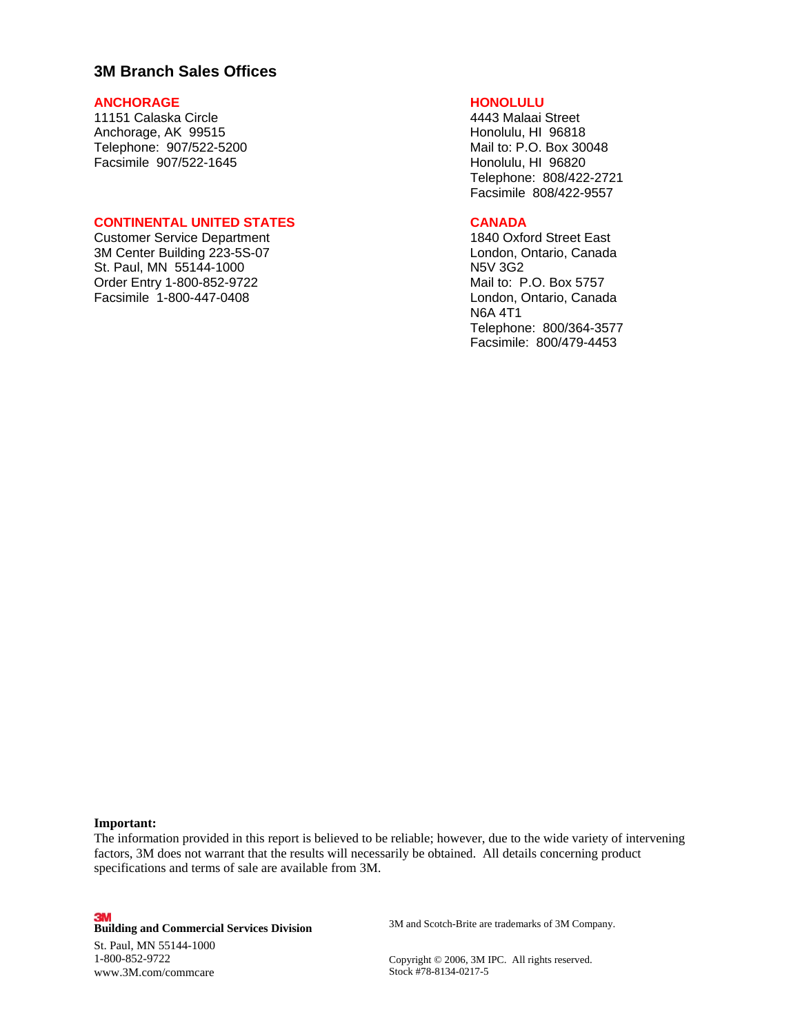## 3M Branch Sales Offices

**ANCHORAGE**
11151 Calaska Circle
Anchorage, AK 99515
Telephone: 907/522-5200
Facsimile 907/522-1645

**HONOLULU**
4443 Malaai Street
Honolulu, HI 96818
Mail to: P.O. Box 30048
Honolulu, HI 96820
Telephone: 808/422-2721
Facsimile 808/422-9557

**CONTINENTAL UNITED STATES**
Customer Service Department
3M Center Building 223-5S-07
St. Paul, MN 55144-1000
Order Entry 1-800-852-9722
Facsimile 1-800-447-0408

**CANADA**
1840 Oxford Street East
London, Ontario, Canada
N5V 3G2
Mail to: P.O. Box 5757
London, Ontario, Canada
N6A 4T1
Telephone: 800/364-3577
Facsimile: 800/479-4453

**Important:**
The information provided in this report is believed to be reliable; however, due to the wide variety of intervening factors, 3M does not warrant that the results will necessarily be obtained. All details concerning product specifications and terms of sale are available from 3M.

3M
**Building and Commercial Services Division**
St. Paul, MN 55144-1000
1-800-852-9722
www.3M.com/commcare

3M and Scotch-Brite are trademarks of 3M Company.

Copyright © 2006, 3M IPC. All rights reserved.
Stock #78-8134-0217-5